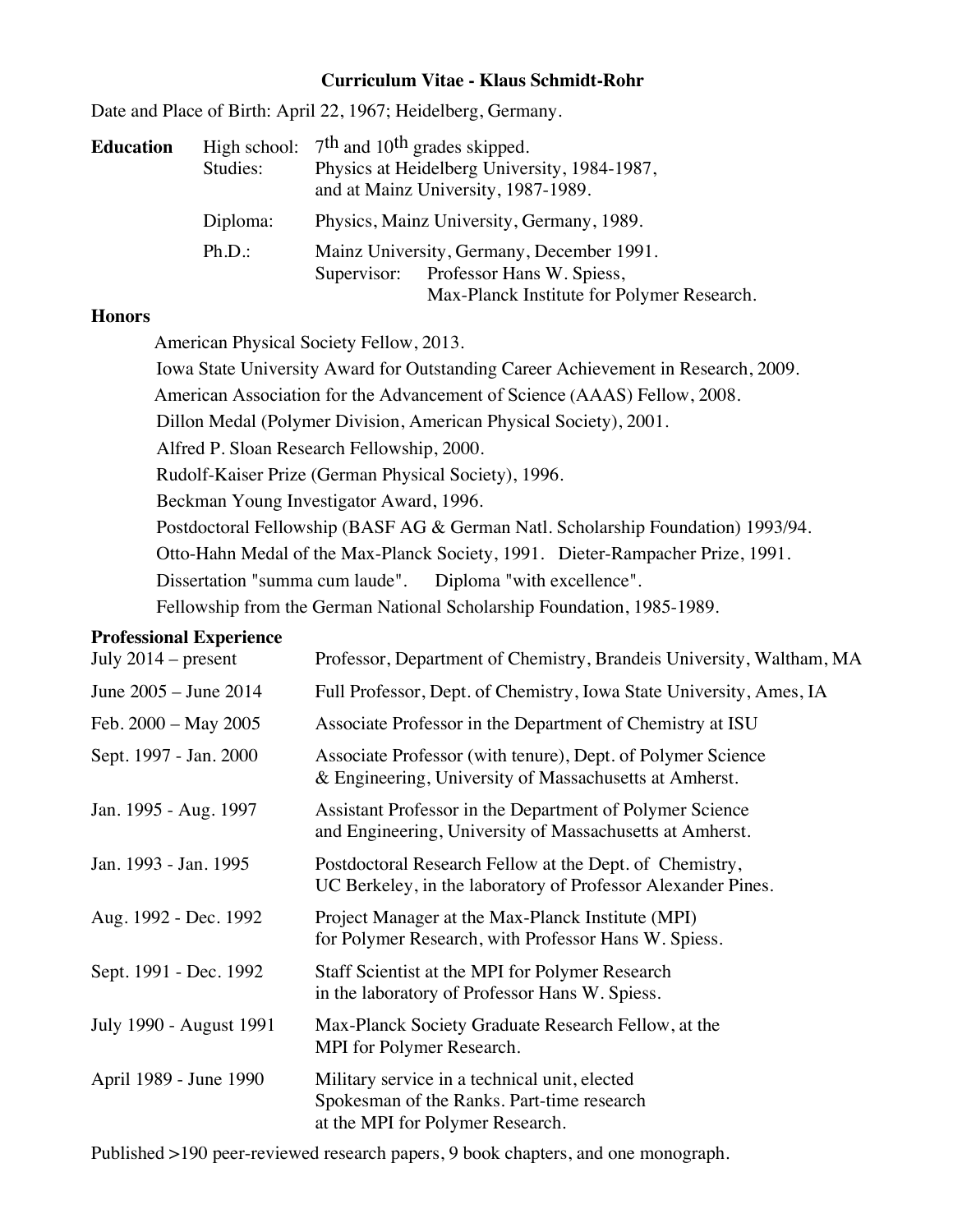# Curriculum Vitae - Klaus Schmidt-Rohr

Date and Place of Birth: April 22, 1967; Heidelberg, Germany.

## Education

| | |
|---|---|
| High school: | 7th and 10th grades skipped. |
| Studies: | Physics at Heidelberg University, 1984-1987, and at Mainz University, 1987-1989. |
| Diploma: | Physics, Mainz University, Germany, 1989. |
| Ph.D.: | Mainz University, Germany, December 1991. Supervisor: Professor Hans W. Spiess, Max-Planck Institute for Polymer Research. |

## Honors

American Physical Society Fellow, 2013.

Iowa State University Award for Outstanding Career Achievement in Research, 2009.

American Association for the Advancement of Science (AAAS) Fellow, 2008.

Dillon Medal (Polymer Division, American Physical Society), 2001.

Alfred P. Sloan Research Fellowship, 2000.

Rudolf-Kaiser Prize (German Physical Society), 1996.

Beckman Young Investigator Award, 1996.

Postdoctoral Fellowship (BASF AG & German Natl. Scholarship Foundation) 1993/94.

Otto-Hahn Medal of the Max-Planck Society, 1991. Dieter-Rampacher Prize, 1991.

Dissertation "summa cum laude". Diploma "with excellence".

Fellowship from the German National Scholarship Foundation, 1985-1989.

## Professional Experience

| | |
|---|---|
| July 2014 – present | Professor, Department of Chemistry, Brandeis University, Waltham, MA |
| June 2005 – June 2014 | Full Professor, Dept. of Chemistry, Iowa State University, Ames, IA |
| Feb. 2000 – May 2005 | Associate Professor in the Department of Chemistry at ISU |
| Sept. 1997 - Jan. 2000 | Associate Professor (with tenure), Dept. of Polymer Science & Engineering, University of Massachusetts at Amherst. |
| Jan. 1995 - Aug. 1997 | Assistant Professor in the Department of Polymer Science and Engineering, University of Massachusetts at Amherst. |
| Jan. 1993 - Jan. 1995 | Postdoctoral Research Fellow at the Dept. of Chemistry, UC Berkeley, in the laboratory of Professor Alexander Pines. |
| Aug. 1992 - Dec. 1992 | Project Manager at the Max-Planck Institute (MPI) for Polymer Research, with Professor Hans W. Spiess. |
| Sept. 1991 - Dec. 1992 | Staff Scientist at the MPI for Polymer Research in the laboratory of Professor Hans W. Spiess. |
| July 1990 - August 1991 | Max-Planck Society Graduate Research Fellow, at the MPI for Polymer Research. |
| April 1989 - June 1990 | Military service in a technical unit, elected Spokesman of the Ranks. Part-time research at the MPI for Polymer Research. |

Published >190 peer-reviewed research papers, 9 book chapters, and one monograph.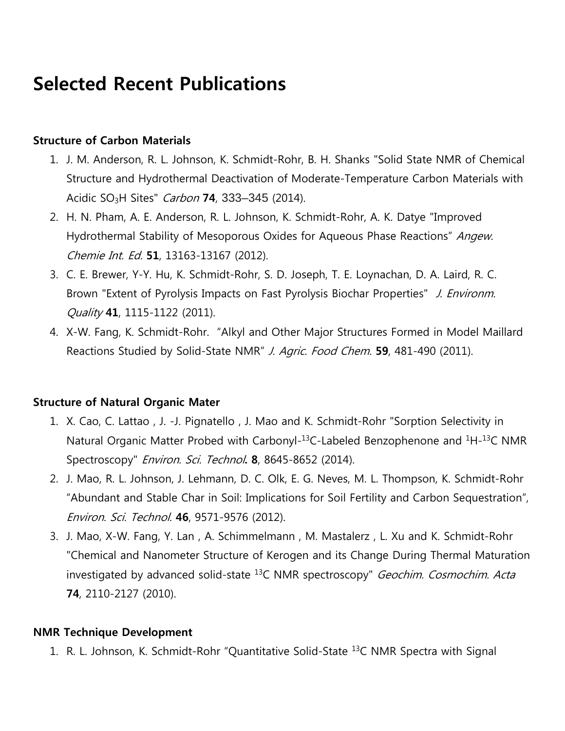# Selected Recent Publications

### Structure of Carbon Materials

1. J. M. Anderson, R. L. Johnson, K. Schmidt-Rohr, B. H. Shanks "Solid State NMR of Chemical Structure and Hydrothermal Deactivation of Moderate-Temperature Carbon Materials with Acidic $SO_3H$ Sites" *Carbon* **74**, 333–345 (2014).
2. H. N. Pham, A. E. Anderson, R. L. Johnson, K. Schmidt-Rohr, A. K. Datye "Improved Hydrothermal Stability of Mesoporous Oxides for Aqueous Phase Reactions" *Angew. Chemie Int. Ed.* **51**, 13163-13167 (2012).
3. C. E. Brewer, Y-Y. Hu, K. Schmidt-Rohr, S. D. Joseph, T. E. Loynachan, D. A. Laird, R. C. Brown "Extent of Pyrolysis Impacts on Fast Pyrolysis Biochar Properties" *J. Environm. Quality* **41**, 1115-1122 (2011).
4. X-W. Fang, K. Schmidt-Rohr. "Alkyl and Other Major Structures Formed in Model Maillard Reactions Studied by Solid-State NMR" *J. Agric. Food Chem.* **59**, 481-490 (2011).

### Structure of Natural Organic Mater

1. X. Cao, C. Lattao , J. -J. Pignatello , J. Mao and K. Schmidt-Rohr "Sorption Selectivity in Natural Organic Matter Probed with Carbonyl-$^{13}$C-Labeled Benzophenone and $^{1}$H-$^{13}$C NMR Spectroscopy" *Environ. Sci. Technol.* **8**, 8645-8652 (2014).
2. J. Mao, R. L. Johnson, J. Lehmann, D. C. Olk, E. G. Neves, M. L. Thompson, K. Schmidt-Rohr "Abundant and Stable Char in Soil: Implications for Soil Fertility and Carbon Sequestration", *Environ. Sci. Technol.* **46**, 9571-9576 (2012).
3. J. Mao, X-W. Fang, Y. Lan , A. Schimmelmann , M. Mastalerz , L. Xu and K. Schmidt-Rohr "Chemical and Nanometer Structure of Kerogen and its Change During Thermal Maturation investigated by advanced solid-state $^{13}$C NMR spectroscopy" *Geochim. Cosmochim. Acta* **74**, 2110-2127 (2010).

### NMR Technique Development

1. R. L. Johnson, K. Schmidt-Rohr "Quantitative Solid-State $^{13}$C NMR Spectra with Signal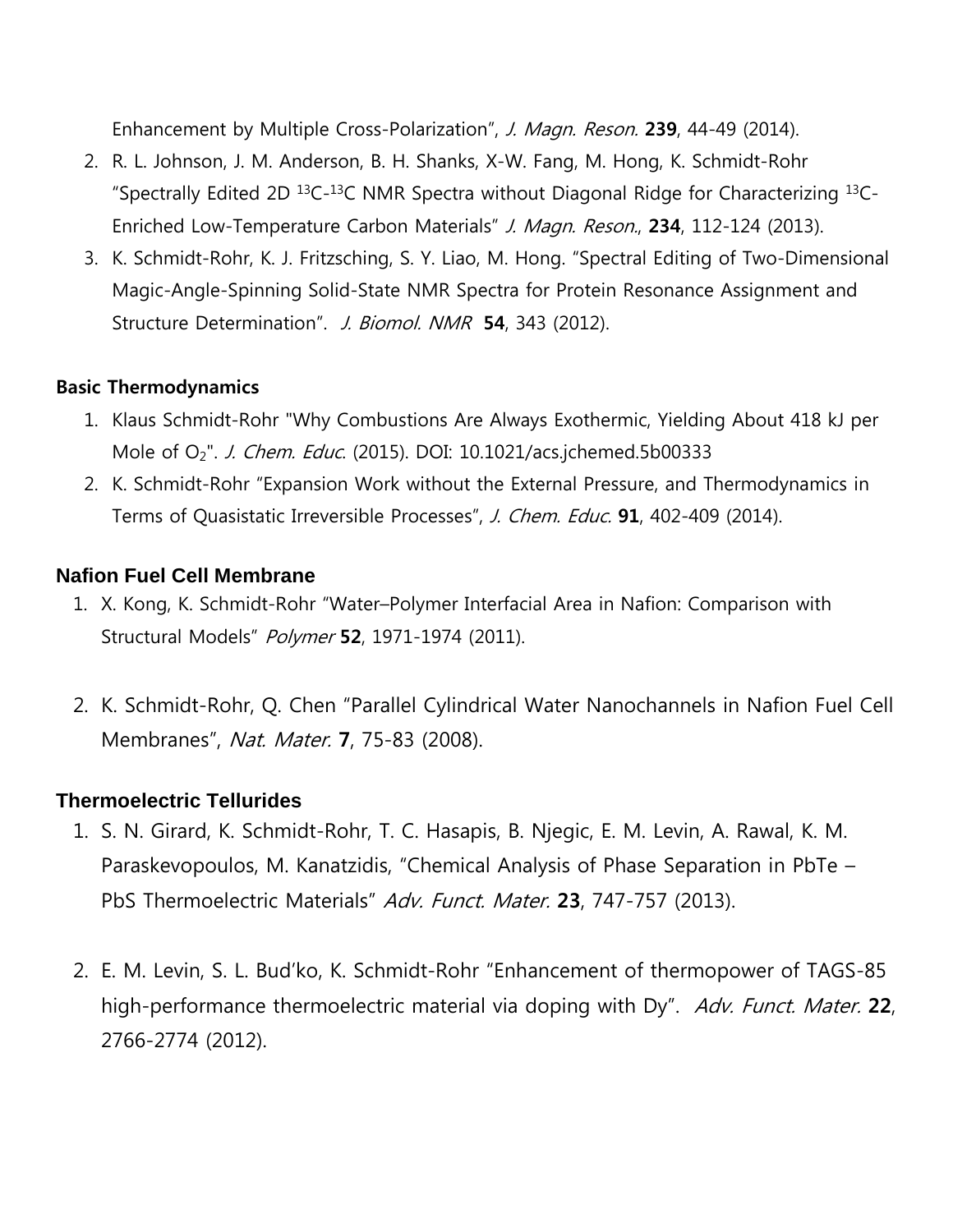Enhancement by Multiple Cross-Polarization", *J. Magn. Reson.* **239**, 44-49 (2014).

2. R. L. Johnson, J. M. Anderson, B. H. Shanks, X-W. Fang, M. Hong, K. Schmidt-Rohr "Spectrally Edited 2D $^{13}C$-$^{13}C$ NMR Spectra without Diagonal Ridge for Characterizing $^{13}C$-Enriched Low-Temperature Carbon Materials" *J. Magn. Reson.*, **234**, 112-124 (2013).
3. K. Schmidt-Rohr, K. J. Fritzsching, S. Y. Liao, M. Hong. "Spectral Editing of Two-Dimensional Magic-Angle-Spinning Solid-State NMR Spectra for Protein Resonance Assignment and Structure Determination". *J. Biomol. NMR* **54**, 343 (2012).

### Basic Thermodynamics

1. Klaus Schmidt-Rohr "Why Combustions Are Always Exothermic, Yielding About 418 kJ per Mole of $O_2$". *J. Chem. Educ.* (2015). DOI: 10.1021/acs.jchemed.5b00333
2. K. Schmidt-Rohr "Expansion Work without the External Pressure, and Thermodynamics in Terms of Quasistatic Irreversible Processes", *J. Chem. Educ.* **91**, 402-409 (2014).

### Nafion Fuel Cell Membrane

1. X. Kong, K. Schmidt-Rohr "Water–Polymer Interfacial Area in Nafion: Comparison with Structural Models" *Polymer* **52**, 1971-1974 (2011).

2. K. Schmidt-Rohr, Q. Chen "Parallel Cylindrical Water Nanochannels in Nafion Fuel Cell Membranes", *Nat. Mater.* **7**, 75-83 (2008).

### Thermoelectric Tellurides

1. S. N. Girard, K. Schmidt-Rohr, T. C. Hasapis, B. Njegic, E. M. Levin, A. Rawal, K. M. Paraskevopoulos, M. Kanatzidis, "Chemical Analysis of Phase Separation in PbTe – PbS Thermoelectric Materials" *Adv. Funct. Mater.* **23**, 747-757 (2013).

2. E. M. Levin, S. L. Bud'ko, K. Schmidt-Rohr "Enhancement of thermopower of TAGS-85 high-performance thermoelectric material via doping with Dy". *Adv. Funct. Mater.* **22**, 2766-2774 (2012).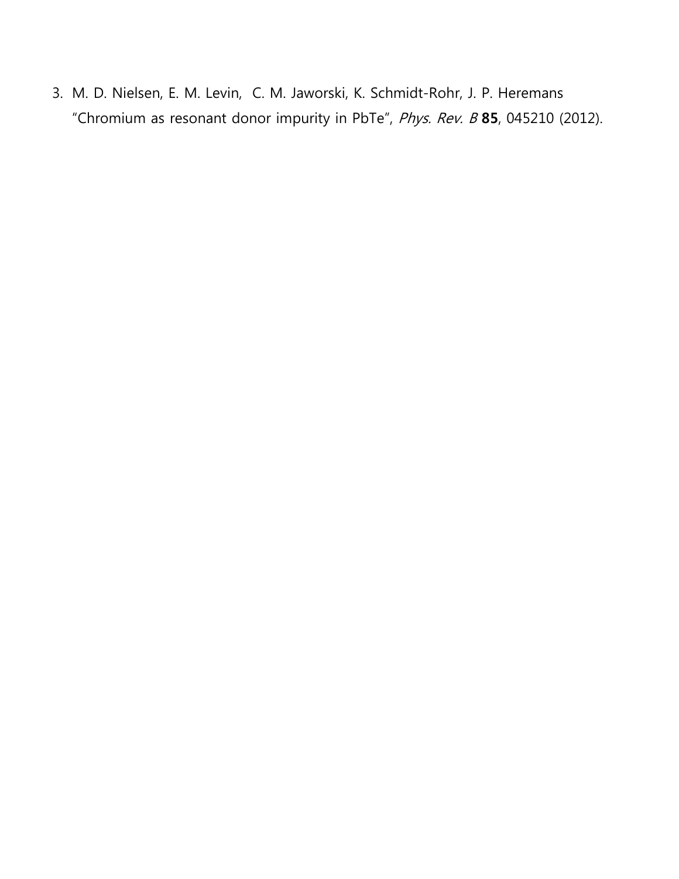3. M. D. Nielsen, E. M. Levin, C. M. Jaworski, K. Schmidt-Rohr, J. P. Heremans "Chromium as resonant donor impurity in PbTe", *Phys. Rev. B* **85**, 045210 (2012).